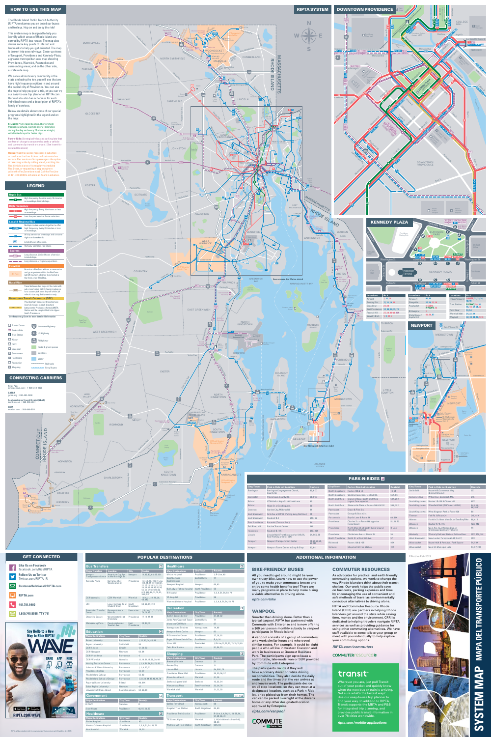## HOW TO USE THIS MAP

The Rhode Island Public Transit Authority (RIPTA) welcomes you on board our buses and trolleys. Hop on and enjoy the ride!

This system map is designed to help you identify which areas of Rhode Island are served by RIPTA bus routes. The map also shows some key points of interest and landmarks to help you get oriented. The map is broken into several views: Close-up views of Newport, Providence and Kennedy Plaza; a greater metropolitan area map showing Providence, Warwick, Pawtucket and surrounding areas; and on the other side, a statewide map.

We serve almost every community in the state and using the key, you will see that we have high frequency options in and around the capital city of Providence. You can use the map to help you plan a trip, or you can try our easy-to-use trip planner on RIPTA.com. Our website also has schedules for each individual route and a description of RIPTA's family of services.

Below are details about some of our special programs highlighted in the legend and on the map:

**R-Line:** RIPTA's rapid bus line. It offers high frequency service, running every 10 minutes during the day and every 20 minutes at night, with limited stops for faster trips.

**Park-n-Ride:** Strategically located parking lots that are free of charge to anyone who parks a vehicle and commutes by transit or carpool. (See insert for detailed locations)

**Flexservice:** Flex Zones represent a suburban or rural area that has little or no fixed route bus service. Flex service offers passengers the option of reserving a ride by calling ahead, catching the Flex vehicle at one of its regularly scheduled Flex Stops, or requesting a stop anywhere within the Flex Zone (see map). Call the Flexline at 401-781-9400 to schedule 24 hours in advance.

## LEGEND

**Rapid Bus**
- High frequency. Service every 10 minutes on weekdays. Limited stops.

**High Frequency**
- High frequency. Every 20 minutes or less on weekdays.
- Less frequent service. Route variations.

**Local & Regional Bus**
- Multiple routes operate together to offer high frequency. Every 20 minutes or less on weekdays.
- All day service on weekdays and on some nights and weekends.
- Limited hours of service.
- Highway operation. No Stops.

**Express**
- Long distance. Limited hours of service. Limited stops.
- Long distance or highway operation.

**FlexZone**
- Board at a Flex Stop without a reservation and go anywhere within the Flex Zone. Call 24 hours in advance to schedule a trip from a non-Flex Stop.

**Rural Ride**
- Travel between bus stops on the route with out a reservation. Call 24 hours in advance for a custom pick-up or drop-off within 3/4 mile of a bus stop. Friday service only.

**Downtown Transit Connector (DTC)**
- Provides high-frequency transit service (every 5 minutes in most directions) between the Providence Amtrak/MBTA Station and the Hospital District in Upper South Providence.

See Frequency Chart for more detailed information

Transit Center · Park-n-Ride · Train Station · Airport · Ferry · Education · Government · Healthcare · Recreation · Shopping · Interstate Highway · US Highway · RI Highway · Parks & green spaces · Buildings · Water · Railroads · Ferry Routes

## CONNECTING CARRIERS

**Peter Pan**
peterpanbus.com | 1-800-343-9999

**GATRA**
gatra.org | 508-823-8828

**Southeastern Regional Transit Authority (SRTA)**
srtabus.com | 508-999-5211

**MBTA**
mbta.com | 617-222-3200

## PARK-N-RIDES

| City/Town | Park-n-Ride Lot Location | Route(s) |
|---|---|---|
| Barrington | Barrington Congregational Church, County Rd | 60, 61X |
| Barrington | Police Cove, County Rd | 60, 61X |
| Bristol | VFW Hall at Hope St. & Creek Lane | 60 |
| Bristol | Hope St. at Gooding Ave | 60 |
| Cranston | Garden City, Midway Rd | 21 |
| East Greenwich | First Ave. at Rt. 1 (Parking along First Ave.) | 14 |
| East Greenwich | Routes 2 & 4 | 65X, 66 |
| East Providence | Route 44 (Taunton Ave.) | 34 |
| Fall River, MA | Pettine Transit Center | 295 |
| Hopkinton | Routes 3 & I-95 | 95X, 301 |
| Lincoln | Lincoln Mall (Front Entrance for 54 & 75, Rear Parking area for 59X) | 54, 59X, 75 |
| Newport | Newport Transportation Center | 14, 60, 63, 64, 67, 231 |
| Newport | Newport Towne Center at Stop & Shop | 63, 64 |
| North Kingstown | Routes 138 & 1A | 14, 64 |
| North Kingstown | Wickford Junction, Ten Rod Rd. | 66X, 69 |
| North Smithfield | Branch Village, North Smithfield (Agway Gate opposite) | 9X |
| North Smithfield | Slatersville Plaza at Routes 146 & 102 | 9X, 203 |
| Pawtucket | Grove & Pine Sts. | 1 |
| Pawtucket | George & Grace Sts. | 1 |
| Portsmouth | Boyd's Lane & Route 24 | 60, 61X |
| Providence | Charles St. at Route 146 opposite Home Depot | 10, 50, 72 |
| Providence | North Main St. at North Burial Ground (On Street Parking) | R-Line |
| Providence | Charlotte Ave. at Eleanor St. | 56 |
| North Providence | Smith St. at Fruit Hill Ave. | 57 |
| Richmond | Routes 138 & 112 | 95X |
| Scituate | Chopmist Hill Fire Station | 10X |
| Smithfield | Route 44 & Commerce Way (Behind Wal-Mart) | 9X |
| Somerset, MA | Wilbur Ave., Somerset, MA | 295 |
| South Kingstown | Routes 1 & 108 (Kingston Road) | 66X |
| South Kingstown | Wakefield Mall (Old Tower Hill Rd.) | 64, 66X, 95, 203 |
| South Kingstown | West Kingston Park at Route 138 | 66 |
| Tiverton | Fish Rd. & Route 24 | 24L, 61X |
| Warren | Franklin St. Near Main St. at East Bay Bike Path | 60, 61X |
| Warwick | Routes 117 & I-95 | 12X, 242 |
| Warwick | Main Ave. & Jefferson Blvd. at Greenwood Community Church | 14 |
| Westerly | Westerly Railroad Station, Railroad Ave. | 95X, 204, 301 |
| West Greenwich | New London Turnpike & I-95 (Exit 7) | 65X |
| Woonsocket | Route 146A & Park Ave., Park Square | 54, 59X |
| Woonsocket | Main St. Municipal Lots | 54, 87, 201 |

## KENNEDY PLAZA

| Locations | Rt # |
|---|---|
| Airport | 1, 14, 20 |
| Amtrak Stat. | 51, 55, 56, 57, 58, 72, 92 |
| Broadway | 27, 28 |
| East Providence | 32, 33, 34, 35, 78 |
| Federal Hill | 27, 28, 92, 99, 100 |
| Jewelry Dist. | 1, 3, 92, R |

| Locations | Rt # |
|---|---|
| Newport | 60, 14 |
| Olneyville | 17, 19, 27, 28 |
| Pawtucket | 1, 99, R-PAWT |
| RI Hospital | 3 |
| Zoo (Roger Williams) | 20, 30, 31 |

| Locations | Rt # |
|---|---|
| Thayer/Brown Univ. | 1, R-PAWT, 32, 33, 34, 35, 40 |
| Train Station | R-PAWT, 50, 55, 56, 57, 58, 72 |
| Twin River | 51, 54 |
| Warwick Mall | 21, 22, 30 |
| Wayland | 32, 33, 34, 35, 40 |

## GET CONNECTED

- **Like Us on Facebook** facebook.com/RideRIPTA
- **Follow Us on Twitter** Twitter.com/RIPTA_RI
- **CustomerRelations@RIPTA.com**
- **RIPTA.com**
- **401.781.9400**
- **1.800.745.5555, TTY 711**

**Say Hello to a New Way to Ride RIPTA! WAVE** — CARD · APP · RIDE

RIPTA.COM/WAVE

## POPULAR DESTINATIONS

### Bus Transfers

| Major Transfers | Location | City | Routes |
|---|---|---|---|
| Newport Transportation Center | America's Cup Ave. at Marlborough St. | Newport | 14, 60, 63, 64, 67, 231 |
| Kennedy Plaza | Dorrance St at Washington St | Providence | 1, 3, 4, 6, 8X, 10X, R-Line, 12X, 14, 17, 18, 19, 20, 21, 22, 27, 28, 29, 30, 31, 32, 33, 34, 35, 40, 50, 51, 54, 55, 56, 57, 58, 59X, 60, 61X, 63X, 66, 72, 78, 92, 95X, 231 |
| CCRI Warwick | CCRI Warwick | Warwick | 13, 14, 21, 22, 29, 20, 66, 242 |
| URI | Lower College Rd at Student Union | South Kingstown | 64, 66, 69, 203 |
| Pawtucket Transfer Center | Roosevelt Ave at Main St | Pawtucket | 1, R-Line, 71, 72, 73, 75, 76, 78, 80 |
| Olneyville Square | Westminster St at Broadway | Providence | 17, 19, 27, 28 |
| Wampanoag Plaza | Pawtucket Ave at Taunton Ave | East Providence | 32, 34, 78 |

### Education

| Major Destinations | City/Town | Route(s) |
|---|---|---|
| Brown University | Providence | 1, 32, 33, 34, 40, 49 |
| Bryant University | Smithfield | 58 |
| CCRI-Lincoln | Lincoln | 51, 54, 72 |
| CCRI-Newport | Newport | 63, 64 |
| CCRI-Providence | Providence | 6 |
| CCRI-Warwick | Warwick | 13, 14, 21, 22, 29, 30, 66 |
| Nursing Education Center | Providence | 1, 3, 4, 6, 51, 55, 56, 72, 92 |
| Johnson & Wales University | Providence | 1, 3, 6, 20, 22 |
| Providence College | Providence | 55, 57 |
| Rhode Island College | Providence | 50, 55 |
| Rhode Island School of Design | Providence | 1, 32, 33, 34, 35, 40, 49, 78 |
| Roger Williams University | Bristol | 60, 61X |
| Salve Regina University | Newport | 67 |
| University of Rhode Island | South Kingstown | 64, 66, 69 |

### Government

| Major Destinations | City/Town | Route(s) |
|---|---|---|
| RI DMV | Cranston | 21 |
| State House | Providence | 50, 55, 56, 57 |

### Healthcare

| Major Destinations | City/Town | Route(s) |
|---|---|---|
| Butler Hospital | Providence | 40 |
| Hasbro Children's Hospital | Providence | 1, 3, 4, 6, 51, 56, 72 |
| Kent Hospital | Warwick | 14, 29 |
| Miriam Hospital | Providence | 1, R-Line, 49 |
| Neighborhood Health Station | Central Falls | 71 |
| Newport Hospital | Newport | 60, 63 |
| Our Lady of Fatima Hospital | North Providence | 50 |
| RI Hospital | Providence | 1, 3, 4, 51, 56, 65, 72 |
| VA Hospital | Providence | 56 |
| Women & Infants Hospital | Providence | 1, 3, 4, 6, 51, 56, 72 |

### Recreation

| Major Destinations | City/Town | Route(s) |
|---|---|---|
| Amica Mutual Pavilion | Providence | 57, 58, 92 |
| Jenks Park/Cogswell Tower | Central Falls | 71 |
| Mohegan Sun at Twin River | Lincoln | 50 |
| Narragansett Beaches | Narragansett | 14, 66 |
| Newport Grand Casino | Newport | 63 |
| RI Convention Center | Providence | 57, 58, 92 |
| Roger Williams Park & Zoo | Providence | R, 4, 20 |
| Slater Mill | Pawtucket | 1, R-Line, 71, 72, 73, 75, 76, 78, 80 |
| Twin River Casino | Lincoln | 51, 54, 72 |

### Shopping

| Major Destinations | City/Town | Route(s) |
|---|---|---|
| Brewery Parkade | Cranston | 31 |
| Garden City | Cranston | 21 |
| Lincoln Mall | Lincoln | 54, 59X, 75 |
| Providence Place Mall | Providence | 50, 55, 56, 57 |
| Rhode Island Mall | Warwick | 21, 29 |
| Seekonk Square Mall | Seekonk | 32, 33, 34 |
| Wampanoag Plaza | East Providence | 32, 34, 78 |
| Warwick Mall | Warwick | 21, 22, 29 |

### Transport

| Major Destinations | City/Town | Route(s) |
|---|---|---|
| Galilee Ferry Dock | Narragansett | 66 |
| Kingston Train Station | South Kingstown | 64, 66 |
| Providence Train Station | Providence | R-Line, 3, 4, 10, 19, 50, 55, 56, 57, 58, 66, 72 |
| T.F. Green Airport | Warwick | 1, 14 (via Warwick Interlink), 20, 66 |
| Wickford Jct Train Station | North Kingstown | 66X, 69 |

## ADDITIONAL INFORMATION

### BIKE-FRIENDLY BUSES

All you need to get around might be your own trusty bike. Learn how to use the power of you to make your commute a breeze and enjoy some health benefits too! There are many programs in place to help make biking a viable alternative to driving alone.

*ripta.com/bike*

### VANPOOL

Smarter than driving alone. Better than a typical carpool. RIPTA has partnered with Commute with Enterprise and is now offering a $60 per person monthly subsidy to vanpool participants in Rhode Island!

A vanpool consists of a group of commuters who work similar hours and who travel similar routes. For example, it could be eight people who all live in western Cranston and work in businesses at Quonset Business Park. The participants sign up to lease a comfortable, late-model van or SUV provided by Commute with Enterprise.

The participants decide if they will have a primary driver or rotate driving responsibilities. They also decide the daily route and the times that the van arrives at and leaves work. The participants decide on all stop locations, so they can meet at a designated location, such as a Park-n-Ride lot, or be picked up from their homes. The van can be parked overnight at the driver's home or any other designated location approved by Enterprise.

*ripta.com/vanpool*

### COMMUTER RESOURCES

As advocates for practical and earth friendly commuting options, we work to change the way Rhode Islanders think about their transit choices. Our work helps the public save on fuel costs, parking expenses and time by encouraging the use of convenient and safe methods of travel as environmentally conscious alternatives to driving alone.

RIPTA and Commuter Resource Rhode Island (CRRI) are partners in helping Rhode Islanders get around the state while saving time, money and the environment. CRRI is dedicated to helping travelers navigate RIPTA services as well as providing guidance for using other commuting alternatives. We have staff available to come talk to your group or meet with you individually to help explore your commuting options.

*RIPTA.com/commuters*

### transit

Wherever you are, just pull Transit out of your pocket and quickly know when the next bus or train is arriving. Not sure what's the fastest way? Use our easy-to-use trip planner to find your way. In addition to RIPTA, Transit supports the MBTA and P&B for integrated trip planning, and provides public transit information in over 70 cities worldwide.

*ripta.com/mobile-applications*

Effective Feb 2022

# SYSTEM MAP · MAPA DEL TRANSPORTE PÚBLICO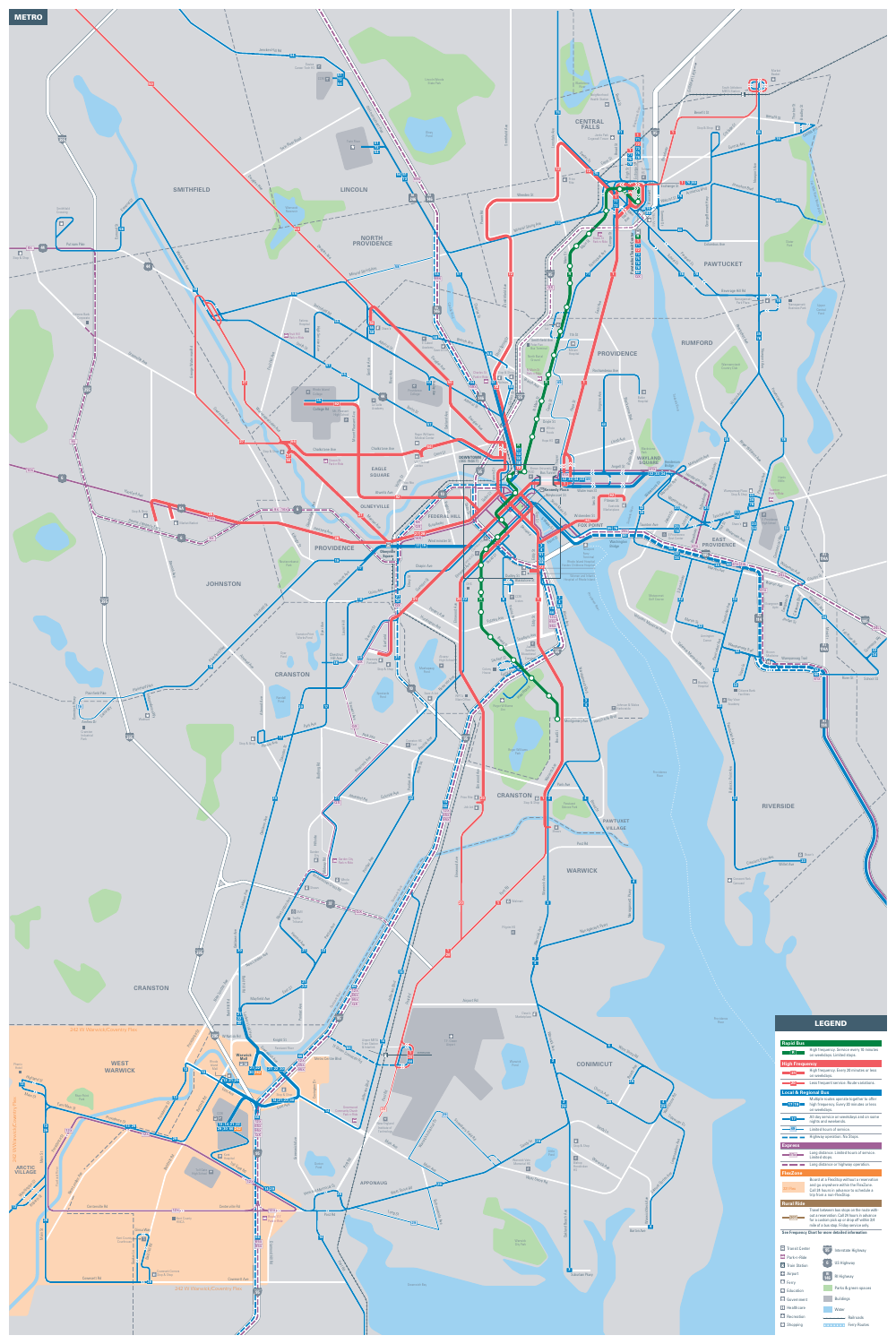METRO

SMITHFIELD

LINCOLN

NORTH PROVIDENCE

CENTRAL FALLS

PAWTUCKET

PROVIDENCE

RUMFORD

EAGLE SQUARE

WAYLAND SQUARE

OLNEYVILLE

FEDERAL HILL

FOX POINT

EAST PROVIDENCE

JOHNSTON

CRANSTON

RIVERSIDE

PAWTUXET VILLAGE

WARWICK

CONIMICUT

WEST WARWICK

ARCTIC VILLAGE

APPONAUG

## LEGEND

**Rapid Bus**

High frequency. Service every 10 minutes on weekdays. Limited stops.

**High Frequency**

High frequency. Every 20 minutes or less on weekdays.

Less frequent service. Route variations.

**Local & Regional Bus**

Multiple routes operate together to offer high frequency. Every 20 minutes or less on weekdays.

All day service on weekdays and on some nights and weekends.

Limited hours of service.

Highway operation. No Stops.

**Express**

Long distance. Limited hours of service. Limited stops.

Long distance or highway operation.

**FlexZone**

Board at a FlexStop without a reservation and go anywhere within the FlexZone. Call 36 hours in advance to schedule a trip from a non-FlexStop.

**Rural Ride**

Travel between bus stops on the route without a reservation. Call 24 hours in advance for a custom pick up or drop off within 3/4 mile of a bus stop. Friday service only.

See Frequency Chart for more detailed information.

- Transit Center
- Park n Ride
- Train Station
- Airport
- Ferry
- Education
- Government
- Healthcare
- Recreation
- Shopping
- Interstate Highway
- US Highway
- RI Highway
- Parks & green spaces
- Buildings
- Water
- Railroads
- Ferry Routes